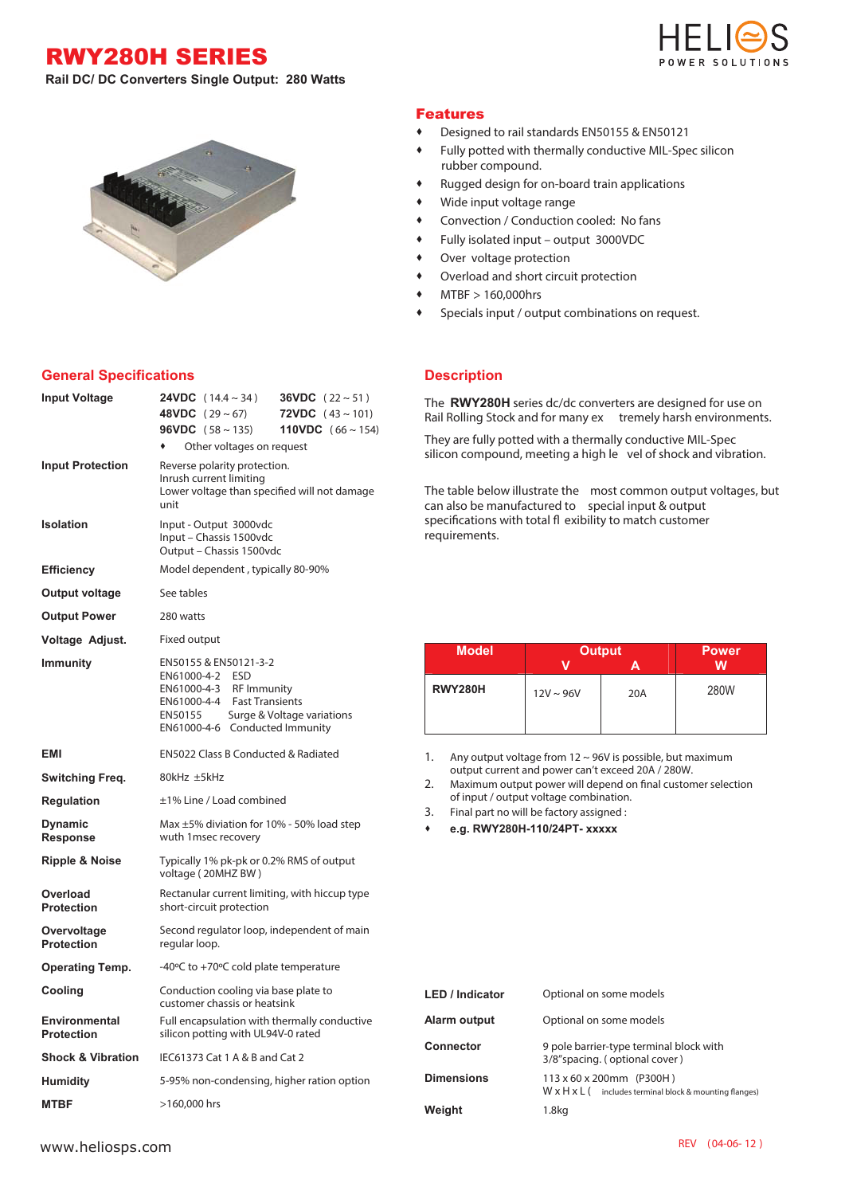# RWY280H SERIES

**Rail DC/ DC Converters Single Output: 280 Watts**

HELIOS POWER SOLUTIONS

## Features

- Designed to rail standards EN50155 & EN50121
- Fully potted with thermally conductive MIL-Spec silicon rubber compound.
- Rugged design for on-board train applications
- Wide input voltage range
- Convection / Conduction cooled: No fans
- Fully isolated input – output 3000VDC
- Over voltage protection
- Overload and short circuit protection
- MTBF > 160,000hrs
- Specials input / output combinations on request.

## General Specifications

| | |
|---|---|
| **Input Voltage** | **24VDC** ( 14.4 ~ 34 ) **36VDC** ( 22 ~ 51 )<br>**48VDC** ( 29 ~ 67) **72VDC** ( 43 ~ 101)<br>**96VDC** ( 58 ~ 135) **110VDC** ( 66 ~ 154)<br>♦ Other voltages on request |
| **Input Protection** | Reverse polarity protection.<br>Inrush current limiting<br>Lower voltage than specified will not damage unit |
| **Isolation** | Input - Output 3000vdc<br>Input – Chassis 1500vdc<br>Output – Chassis 1500vdc |
| **Efficiency** | Model dependent , typically 80-90% |
| **Output voltage** | See tables |
| **Output Power** | 280 watts |
| **Voltage Adjust.** | Fixed output |
| **Immunity** | EN50155 & EN50121-3-2<br>EN61000-4-2 ESD<br>EN61000-4-3 RF Immunity<br>EN61000-4-4 Fast Transients<br>EN50155 Surge & Voltage variations<br>EN61000-4-6 Conducted Immunity |
| **EMI** | EN5022 Class B Conducted & Radiated |
| **Switching Freq.** | 80kHz ±5kHz |
| **Regulation** | ±1% Line / Load combined |
| **Dynamic Response** | Max ±5% diviation for 10% - 50% load step wuth 1msec recovery |
| **Ripple & Noise** | Typically 1% pk-pk or 0.2% RMS of output voltage ( 20MHZ BW ) |
| **Overload Protection** | Rectanular current limiting, with hiccup type short-circuit protection |
| **Overvoltage Protection** | Second regulator loop, independent of main regular loop. |
| **Operating Temp.** | -40ºC to +70ºC cold plate temperature |
| **Cooling** | Conduction cooling via base plate to customer chassis or heatsink |
| **Environmental Protection** | Full encapsulation with thermally conductive silicon potting with UL94V-0 rated |
| **Shock & Vibration** | IEC61373 Cat 1 A & B and Cat 2 |
| **Humidity** | 5-95% non-condensing, higher ration option |
| **MTBF** | >160,000 hrs |

## Description

The **RWY280H** series dc/dc converters are designed for use on Rail Rolling Stock and for many ex tremely harsh environments.

They are fully potted with a thermally conductive MIL-Spec silicon compound, meeting a high le vel of shock and vibration.

The table below illustrate the most common output voltages, but can also be manufactured to special input & output specifications with total fl exibility to match customer requirements.

| Model | Output V | Output A | Power W |
|---|---|---|---|
| **RWY280H** | 12V ~ 96V | 20A | 280W |

1. Any output voltage from 12 ~ 96V is possible, but maximum output current and power can't exceed 20A / 280W.
2. Maximum output power will depend on final customer selection of input / output voltage combination.
3. Final part no will be factory assigned :

- **e.g. RWY280H-110/24PT- xxxxx**

| | |
|---|---|
| **LED / Indicator** | Optional on some models |
| **Alarm output** | Optional on some models |
| **Connector** | 9 pole barrier-type terminal block with 3/8"spacing. ( optional cover ) |
| **Dimensions** | 113 x 60 x 200mm (P300H )<br>W x H x L ( includes terminal block & mounting flanges) |
| **Weight** | 1.8kg |

www.heliosps.com

REV (04-06- 12 )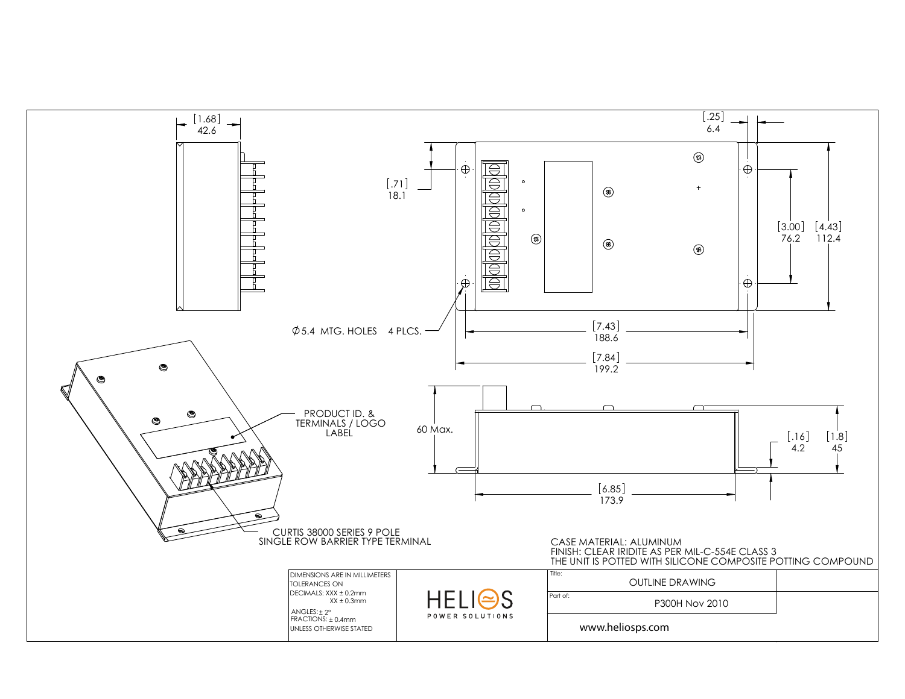[1.68]
42.6

[.25]
6.4

[.71]
18.1

[3.00]
76.2

[4.43]
112.4

Ø5.4 MTG. HOLES 4 PLCS.

[7.43]
188.6

[7.84]
199.2

PRODUCT ID. &
TERMINALS / LOGO
LABEL

60 Max.

[.16]
4.2

[1.8]
45

[6.85]
173.9

CURTIS 38000 SERIES 9 POLE
SINGLE ROW BARRIER TYPE TERMINAL

CASE MATERIAL: ALUMINUM
FINISH: CLEAR IRIDITE AS PER MIL-C-554E CLASS 3
THE UNIT IS POTTED WITH SILICONE COMPOSITE POTTING COMPOUND

DIMENSIONS ARE IN MILLIMETERS
TOLERANCES ON
DECIMALS: XXX ± 0.2mm
XX ± 0.3mm
ANGLES: ± 2°
FRACTIONS: ± 0.4mm
UNLESS OTHERWISE STATED

HELIOS
POWER SOLUTIONS

Title: OUTLINE DRAWING

Part of: P300H Nov 2010

www.heliosps.com